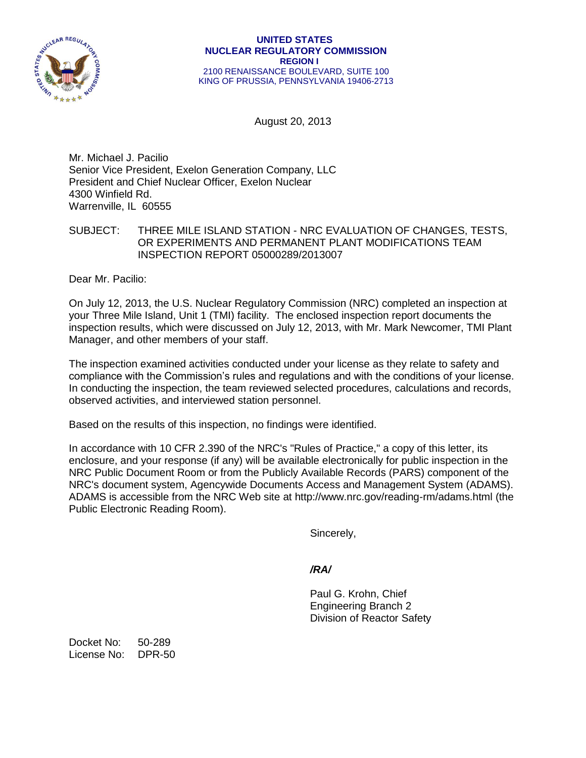**UNITED STATES**
**NUCLEAR REGULATORY COMMISSION**
**REGION I**
2100 RENAISSANCE BOULEVARD, SUITE 100
KING OF PRUSSIA, PENNSYLVANIA 19406-2713

August 20, 2013

Mr. Michael J. Pacilio
Senior Vice President, Exelon Generation Company, LLC
President and Chief Nuclear Officer, Exelon Nuclear
4300 Winfield Rd.
Warrenville, IL 60555

SUBJECT: THREE MILE ISLAND STATION - NRC EVALUATION OF CHANGES, TESTS, OR EXPERIMENTS AND PERMANENT PLANT MODIFICATIONS TEAM INSPECTION REPORT 05000289/2013007

Dear Mr. Pacilio:

On July 12, 2013, the U.S. Nuclear Regulatory Commission (NRC) completed an inspection at your Three Mile Island, Unit 1 (TMI) facility. The enclosed inspection report documents the inspection results, which were discussed on July 12, 2013, with Mr. Mark Newcomer, TMI Plant Manager, and other members of your staff.

The inspection examined activities conducted under your license as they relate to safety and compliance with the Commission's rules and regulations and with the conditions of your license. In conducting the inspection, the team reviewed selected procedures, calculations and records, observed activities, and interviewed station personnel.

Based on the results of this inspection, no findings were identified.

In accordance with 10 CFR 2.390 of the NRC's "Rules of Practice," a copy of this letter, its enclosure, and your response (if any) will be available electronically for public inspection in the NRC Public Document Room or from the Publicly Available Records (PARS) component of the NRC's document system, Agencywide Documents Access and Management System (ADAMS). ADAMS is accessible from the NRC Web site at http://www.nrc.gov/reading-rm/adams.html (the Public Electronic Reading Room).

Sincerely,

*/RA/*

Paul G. Krohn, Chief
Engineering Branch 2
Division of Reactor Safety

Docket No: 50-289
License No: DPR-50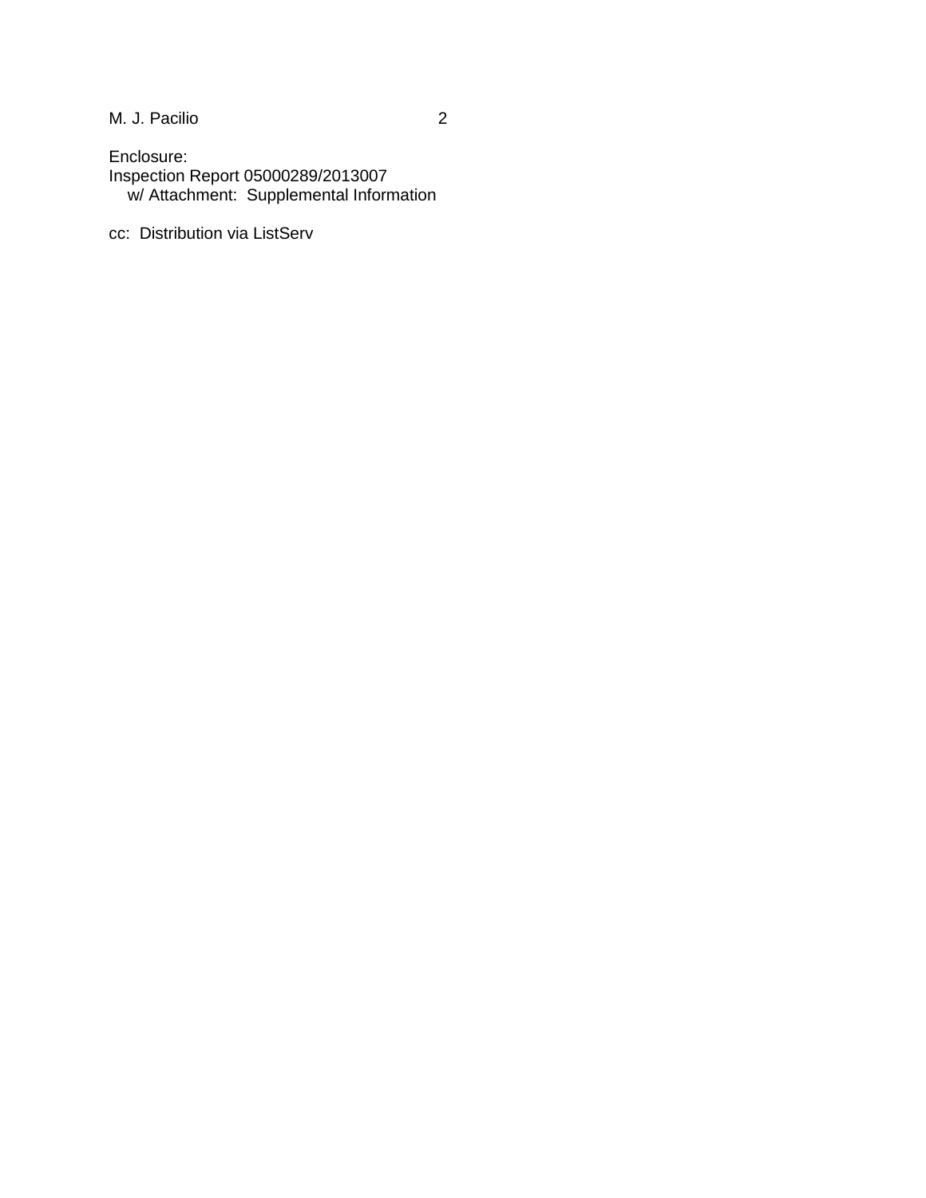Enclosure:
Inspection Report 05000289/2013007
w/ Attachment: Supplemental Information

cc: Distribution via ListServ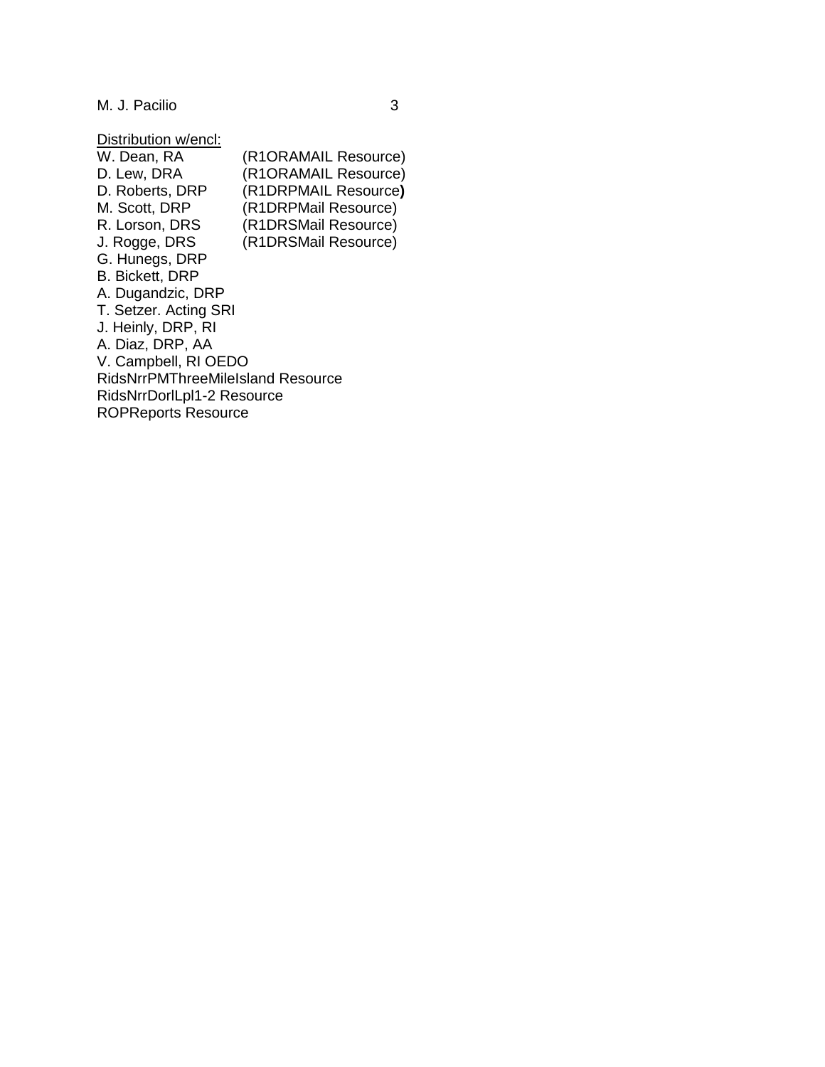<u>Distribution w/encl:</u>

W. Dean, RA (R1ORAMAIL Resource)
D. Lew, DRA (R1ORAMAIL Resource)
D. Roberts, DRP (R1DRPMAIL Resource)
M. Scott, DRP (R1DRPMail Resource)
R. Lorson, DRS (R1DRSMail Resource)
J. Rogge, DRS (R1DRSMail Resource)
G. Hunegs, DRP
B. Bickett, DRP
A. Dugandzic, DRP
T. Setzer. Acting SRI
J. Heinly, DRP, RI
A. Diaz, DRP, AA
V. Campbell, RI OEDO
RidsNrrPMThreeMileIsland Resource
RidsNrrDorlLpl1-2 Resource
ROPReports Resource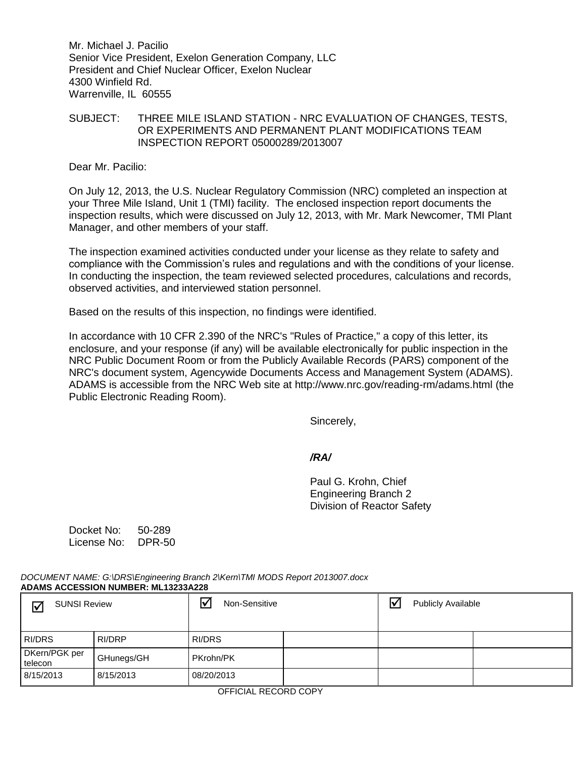Mr. Michael J. Pacilio
Senior Vice President, Exelon Generation Company, LLC
President and Chief Nuclear Officer, Exelon Nuclear
4300 Winfield Rd.
Warrenville, IL 60555

SUBJECT: THREE MILE ISLAND STATION - NRC EVALUATION OF CHANGES, TESTS, OR EXPERIMENTS AND PERMANENT PLANT MODIFICATIONS TEAM INSPECTION REPORT 05000289/2013007

Dear Mr. Pacilio:

On July 12, 2013, the U.S. Nuclear Regulatory Commission (NRC) completed an inspection at your Three Mile Island, Unit 1 (TMI) facility. The enclosed inspection report documents the inspection results, which were discussed on July 12, 2013, with Mr. Mark Newcomer, TMI Plant Manager, and other members of your staff.

The inspection examined activities conducted under your license as they relate to safety and compliance with the Commission's rules and regulations and with the conditions of your license. In conducting the inspection, the team reviewed selected procedures, calculations and records, observed activities, and interviewed station personnel.

Based on the results of this inspection, no findings were identified.

In accordance with 10 CFR 2.390 of the NRC's "Rules of Practice," a copy of this letter, its enclosure, and your response (if any) will be available electronically for public inspection in the NRC Public Document Room or from the Publicly Available Records (PARS) component of the NRC's document system, Agencywide Documents Access and Management System (ADAMS). ADAMS is accessible from the NRC Web site at http://www.nrc.gov/reading-rm/adams.html (the Public Electronic Reading Room).

Sincerely,

***/RA/***

Paul G. Krohn, Chief
Engineering Branch 2
Division of Reactor Safety

Docket No: 50-289
License No: DPR-50

*DOCUMENT NAME: G:\DRS\Engineering Branch 2\Kern\TMI MODS Report 2013007.docx*
**ADAMS ACCESSION NUMBER: ML13233A228**

| ☑ SUNSI Review | | ☑ Non-Sensitive | | ☑ Publicly Available | |
|---|---|---|---|---|---|
| RI/DRS | RI/DRP | RI/DRS | | | |
| DKern/PGK per telecon | GHunegs/GH | PKrohn/PK | | | |
| 8/15/2013 | 8/15/2013 | 08/20/2013 | | | |

OFFICIAL RECORD COPY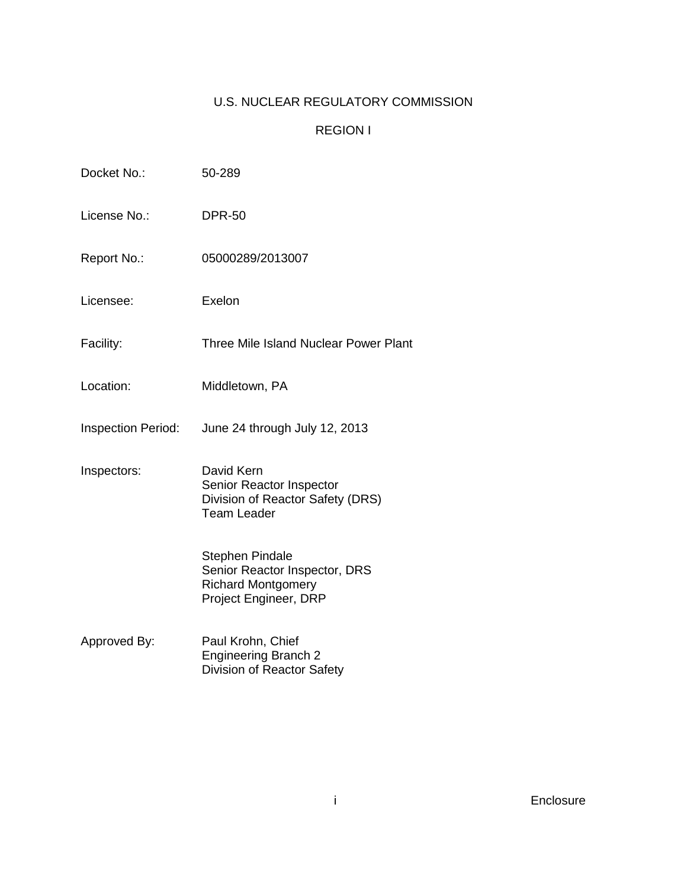U.S. NUCLEAR REGULATORY COMMISSION

REGION I

| | |
|---|---|
| Docket No.: | 50-289 |
| License No.: | DPR-50 |
| Report No.: | 05000289/2013007 |
| Licensee: | Exelon |
| Facility: | Three Mile Island Nuclear Power Plant |
| Location: | Middletown, PA |
| Inspection Period: | June 24 through July 12, 2013 |
| Inspectors: | David Kern<br>Senior Reactor Inspector<br>Division of Reactor Safety (DRS)<br>Team Leader |
| | Stephen Pindale<br>Senior Reactor Inspector, DRS<br>Richard Montgomery<br>Project Engineer, DRP |
| Approved By: | Paul Krohn, Chief<br>Engineering Branch 2<br>Division of Reactor Safety |

Enclosure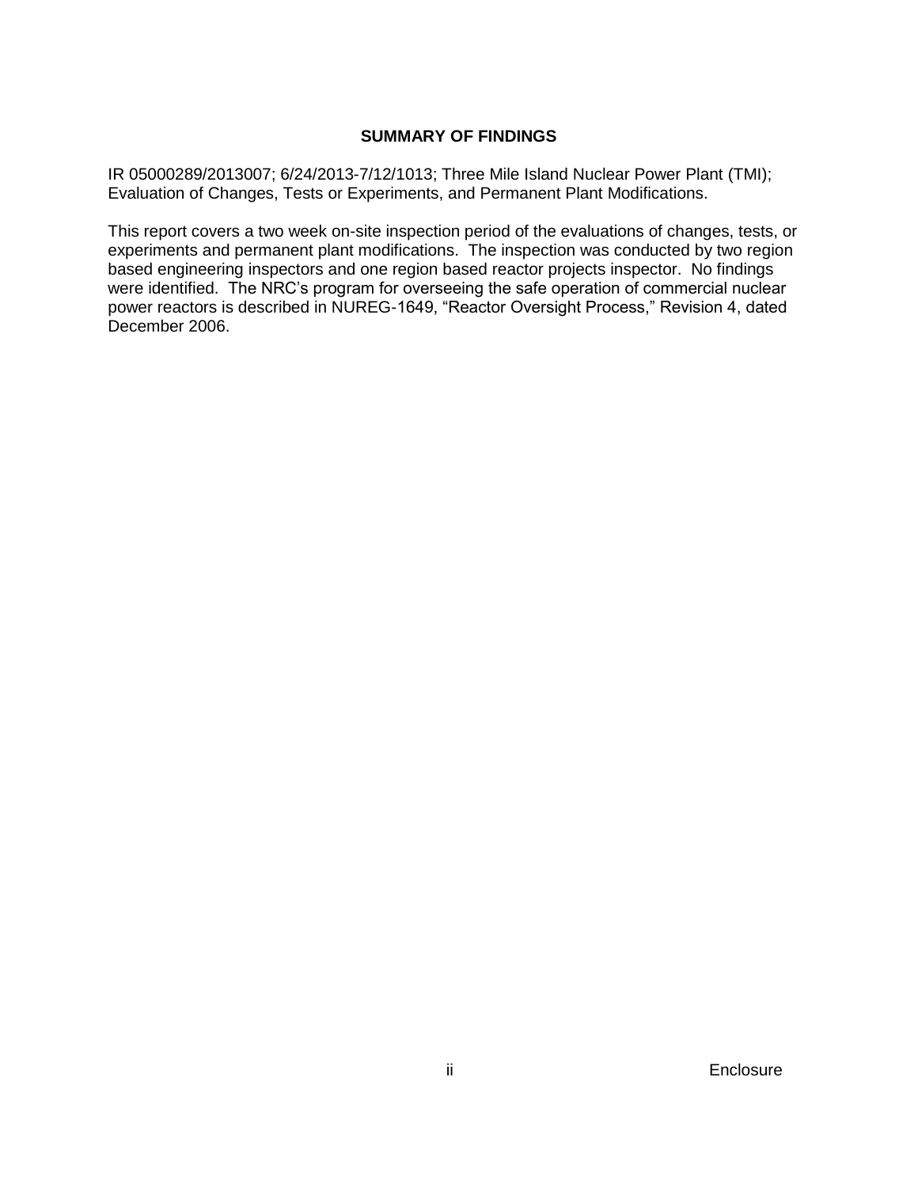## SUMMARY OF FINDINGS

IR 05000289/2013007; 6/24/2013-7/12/1013; Three Mile Island Nuclear Power Plant (TMI); Evaluation of Changes, Tests or Experiments, and Permanent Plant Modifications.

This report covers a two week on-site inspection period of the evaluations of changes, tests, or experiments and permanent plant modifications. The inspection was conducted by two region based engineering inspectors and one region based reactor projects inspector. No findings were identified. The NRC's program for overseeing the safe operation of commercial nuclear power reactors is described in NUREG-1649, "Reactor Oversight Process," Revision 4, dated December 2006.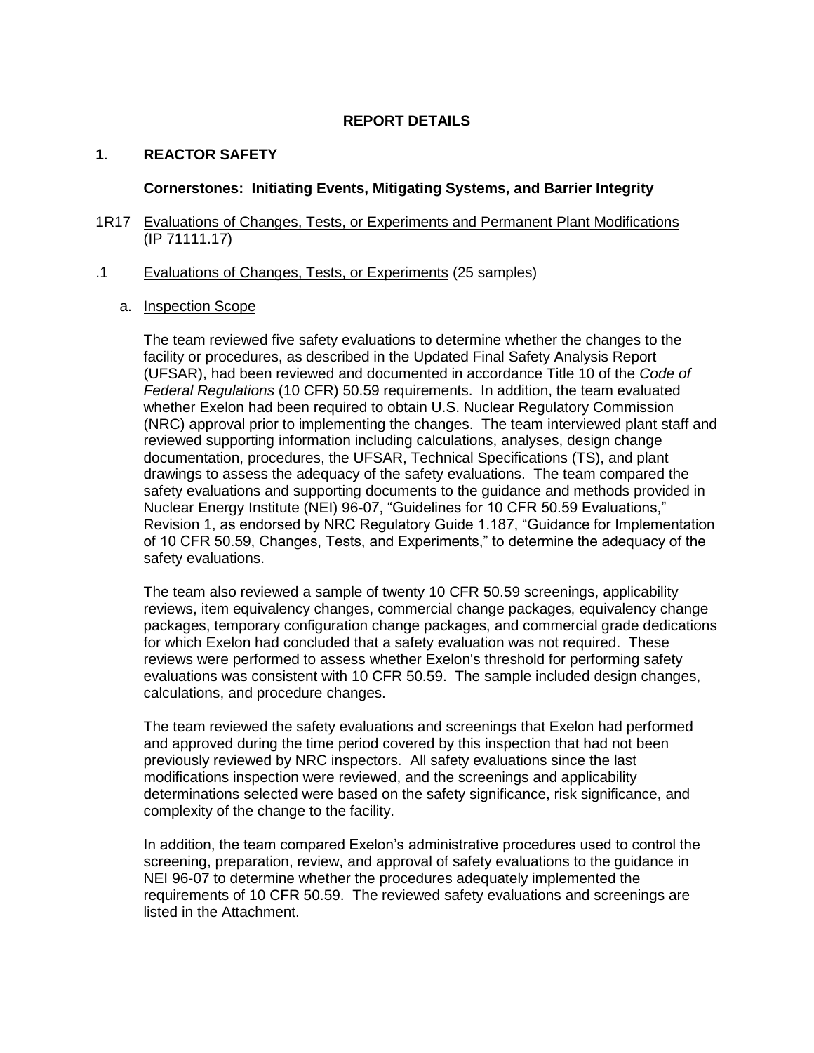## REPORT DETAILS

### 1. REACTOR SAFETY

**Cornerstones: Initiating Events, Mitigating Systems, and Barrier Integrity**

1R17 Evaluations of Changes, Tests, or Experiments and Permanent Plant Modifications (IP 71111.17)

.1 Evaluations of Changes, Tests, or Experiments (25 samples)

a. Inspection Scope

The team reviewed five safety evaluations to determine whether the changes to the facility or procedures, as described in the Updated Final Safety Analysis Report (UFSAR), had been reviewed and documented in accordance Title 10 of the *Code of Federal Regulations* (10 CFR) 50.59 requirements. In addition, the team evaluated whether Exelon had been required to obtain U.S. Nuclear Regulatory Commission (NRC) approval prior to implementing the changes. The team interviewed plant staff and reviewed supporting information including calculations, analyses, design change documentation, procedures, the UFSAR, Technical Specifications (TS), and plant drawings to assess the adequacy of the safety evaluations. The team compared the safety evaluations and supporting documents to the guidance and methods provided in Nuclear Energy Institute (NEI) 96-07, "Guidelines for 10 CFR 50.59 Evaluations," Revision 1, as endorsed by NRC Regulatory Guide 1.187, "Guidance for Implementation of 10 CFR 50.59, Changes, Tests, and Experiments," to determine the adequacy of the safety evaluations.

The team also reviewed a sample of twenty 10 CFR 50.59 screenings, applicability reviews, item equivalency changes, commercial change packages, equivalency change packages, temporary configuration change packages, and commercial grade dedications for which Exelon had concluded that a safety evaluation was not required. These reviews were performed to assess whether Exelon's threshold for performing safety evaluations was consistent with 10 CFR 50.59. The sample included design changes, calculations, and procedure changes.

The team reviewed the safety evaluations and screenings that Exelon had performed and approved during the time period covered by this inspection that had not been previously reviewed by NRC inspectors. All safety evaluations since the last modifications inspection were reviewed, and the screenings and applicability determinations selected were based on the safety significance, risk significance, and complexity of the change to the facility.

In addition, the team compared Exelon's administrative procedures used to control the screening, preparation, review, and approval of safety evaluations to the guidance in NEI 96-07 to determine whether the procedures adequately implemented the requirements of 10 CFR 50.59. The reviewed safety evaluations and screenings are listed in the Attachment.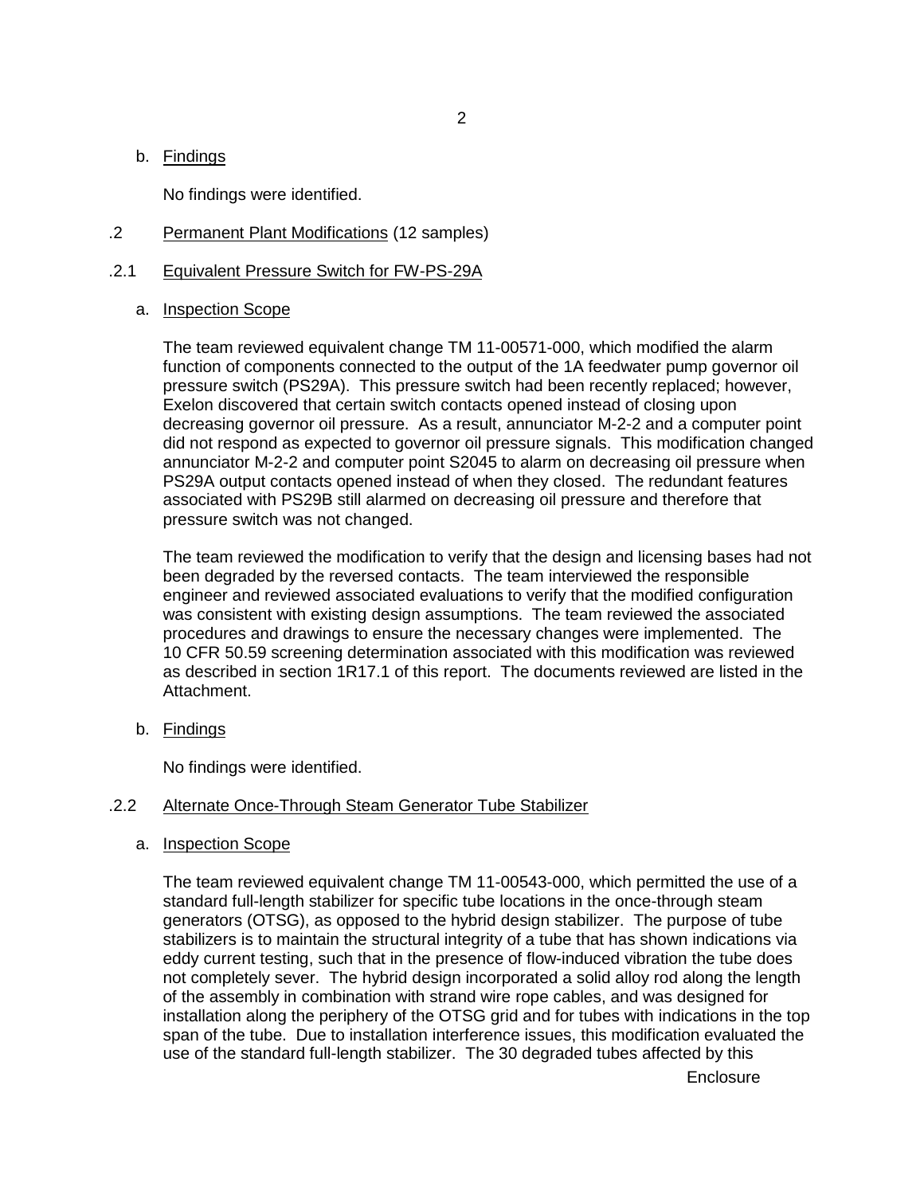b. Findings

No findings were identified.

.2 Permanent Plant Modifications (12 samples)

.2.1 Equivalent Pressure Switch for FW-PS-29A

a. Inspection Scope

The team reviewed equivalent change TM 11-00571-000, which modified the alarm function of components connected to the output of the 1A feedwater pump governor oil pressure switch (PS29A). This pressure switch had been recently replaced; however, Exelon discovered that certain switch contacts opened instead of closing upon decreasing governor oil pressure. As a result, annunciator M-2-2 and a computer point did not respond as expected to governor oil pressure signals. This modification changed annunciator M-2-2 and computer point S2045 to alarm on decreasing oil pressure when PS29A output contacts opened instead of when they closed. The redundant features associated with PS29B still alarmed on decreasing oil pressure and therefore that pressure switch was not changed.

The team reviewed the modification to verify that the design and licensing bases had not been degraded by the reversed contacts. The team interviewed the responsible engineer and reviewed associated evaluations to verify that the modified configuration was consistent with existing design assumptions. The team reviewed the associated procedures and drawings to ensure the necessary changes were implemented. The 10 CFR 50.59 screening determination associated with this modification was reviewed as described in section 1R17.1 of this report. The documents reviewed are listed in the Attachment.

b. Findings

No findings were identified.

.2.2 Alternate Once-Through Steam Generator Tube Stabilizer

a. Inspection Scope

The team reviewed equivalent change TM 11-00543-000, which permitted the use of a standard full-length stabilizer for specific tube locations in the once-through steam generators (OTSG), as opposed to the hybrid design stabilizer. The purpose of tube stabilizers is to maintain the structural integrity of a tube that has shown indications via eddy current testing, such that in the presence of flow-induced vibration the tube does not completely sever. The hybrid design incorporated a solid alloy rod along the length of the assembly in combination with strand wire rope cables, and was designed for installation along the periphery of the OTSG grid and for tubes with indications in the top span of the tube. Due to installation interference issues, this modification evaluated the use of the standard full-length stabilizer. The 30 degraded tubes affected by this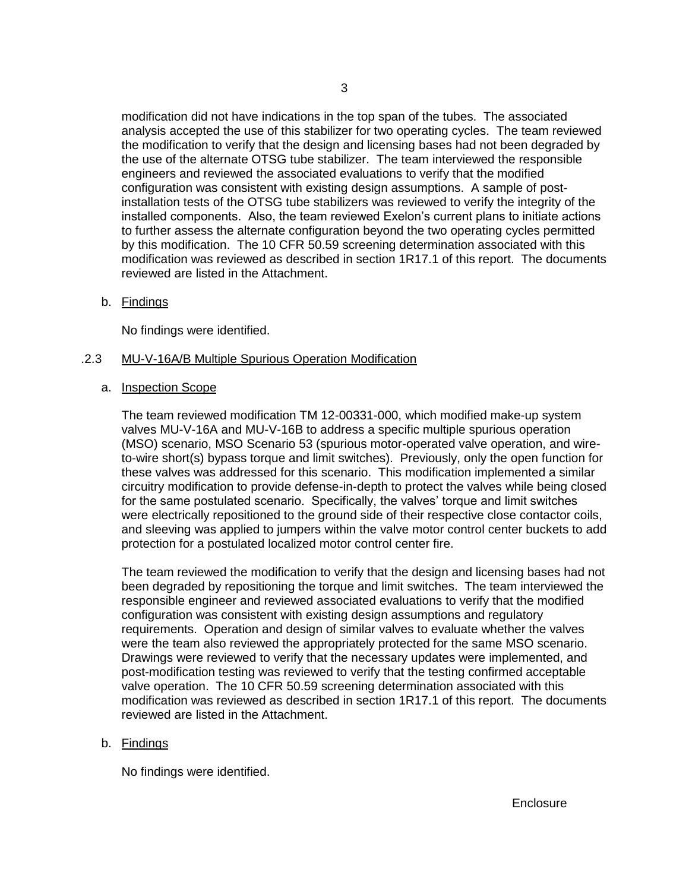modification did not have indications in the top span of the tubes. The associated analysis accepted the use of this stabilizer for two operating cycles. The team reviewed the modification to verify that the design and licensing bases had not been degraded by the use of the alternate OTSG tube stabilizer. The team interviewed the responsible engineers and reviewed the associated evaluations to verify that the modified configuration was consistent with existing design assumptions. A sample of post-installation tests of the OTSG tube stabilizers was reviewed to verify the integrity of the installed components. Also, the team reviewed Exelon's current plans to initiate actions to further assess the alternate configuration beyond the two operating cycles permitted by this modification. The 10 CFR 50.59 screening determination associated with this modification was reviewed as described in section 1R17.1 of this report. The documents reviewed are listed in the Attachment.

b. Findings

No findings were identified.

.2.3 MU-V-16A/B Multiple Spurious Operation Modification

a. Inspection Scope

The team reviewed modification TM 12-00331-000, which modified make-up system valves MU-V-16A and MU-V-16B to address a specific multiple spurious operation (MSO) scenario, MSO Scenario 53 (spurious motor-operated valve operation, and wire-to-wire short(s) bypass torque and limit switches). Previously, only the open function for these valves was addressed for this scenario. This modification implemented a similar circuitry modification to provide defense-in-depth to protect the valves while being closed for the same postulated scenario. Specifically, the valves' torque and limit switches were electrically repositioned to the ground side of their respective close contactor coils, and sleeving was applied to jumpers within the valve motor control center buckets to add protection for a postulated localized motor control center fire.

The team reviewed the modification to verify that the design and licensing bases had not been degraded by repositioning the torque and limit switches. The team interviewed the responsible engineer and reviewed associated evaluations to verify that the modified configuration was consistent with existing design assumptions and regulatory requirements. Operation and design of similar valves to evaluate whether the valves were the team also reviewed the appropriately protected for the same MSO scenario. Drawings were reviewed to verify that the necessary updates were implemented, and post-modification testing was reviewed to verify that the testing confirmed acceptable valve operation. The 10 CFR 50.59 screening determination associated with this modification was reviewed as described in section 1R17.1 of this report. The documents reviewed are listed in the Attachment.

b. Findings

No findings were identified.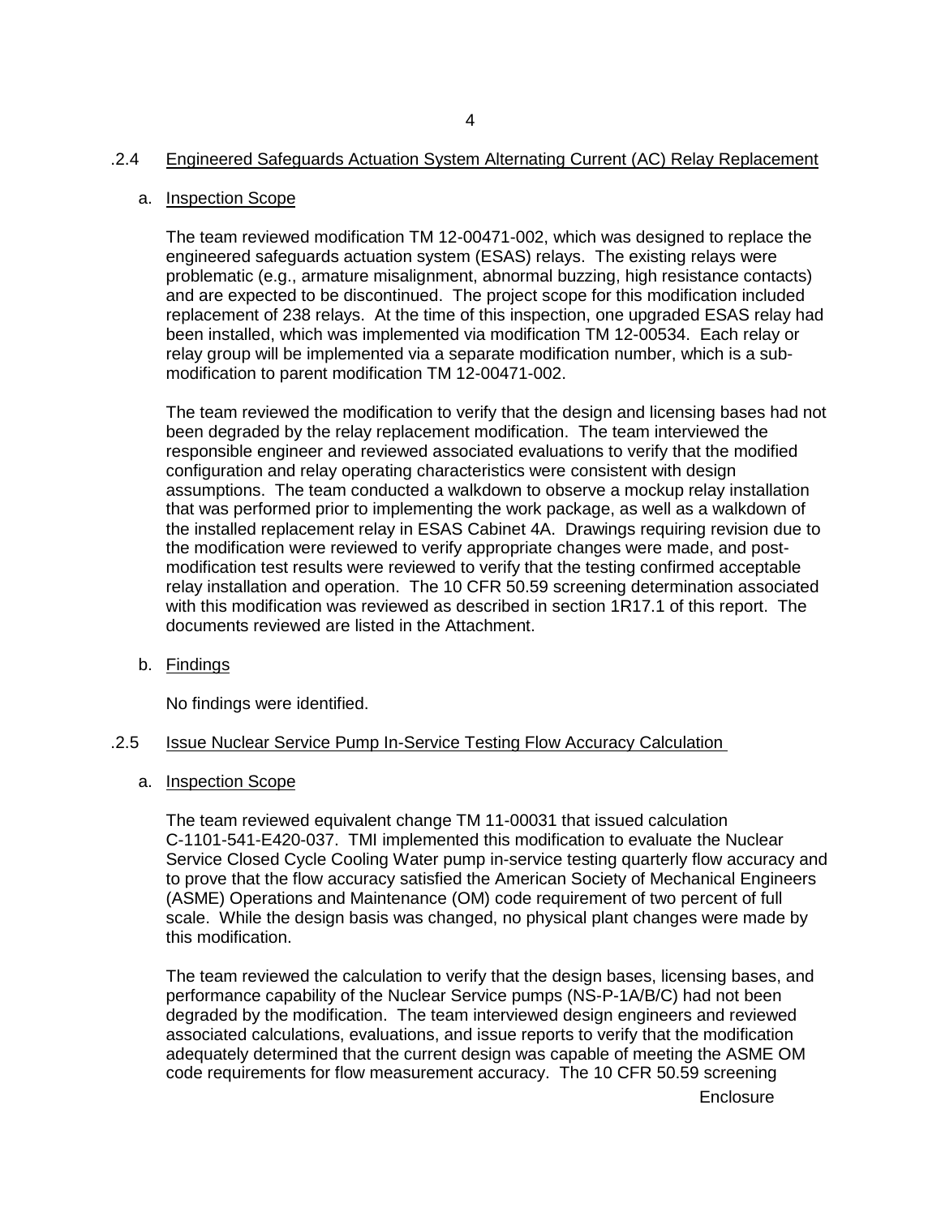### .2.4 Engineered Safeguards Actuation System Alternating Current (AC) Relay Replacement

a. Inspection Scope

The team reviewed modification TM 12-00471-002, which was designed to replace the engineered safeguards actuation system (ESAS) relays. The existing relays were problematic (e.g., armature misalignment, abnormal buzzing, high resistance contacts) and are expected to be discontinued. The project scope for this modification included replacement of 238 relays. At the time of this inspection, one upgraded ESAS relay had been installed, which was implemented via modification TM 12-00534. Each relay or relay group will be implemented via a separate modification number, which is a sub-modification to parent modification TM 12-00471-002.

The team reviewed the modification to verify that the design and licensing bases had not been degraded by the relay replacement modification. The team interviewed the responsible engineer and reviewed associated evaluations to verify that the modified configuration and relay operating characteristics were consistent with design assumptions. The team conducted a walkdown to observe a mockup relay installation that was performed prior to implementing the work package, as well as a walkdown of the installed replacement relay in ESAS Cabinet 4A. Drawings requiring revision due to the modification were reviewed to verify appropriate changes were made, and post-modification test results were reviewed to verify that the testing confirmed acceptable relay installation and operation. The 10 CFR 50.59 screening determination associated with this modification was reviewed as described in section 1R17.1 of this report. The documents reviewed are listed in the Attachment.

b. Findings

No findings were identified.

### .2.5 Issue Nuclear Service Pump In-Service Testing Flow Accuracy Calculation

a. Inspection Scope

The team reviewed equivalent change TM 11-00031 that issued calculation C-1101-541-E420-037. TMI implemented this modification to evaluate the Nuclear Service Closed Cycle Cooling Water pump in-service testing quarterly flow accuracy and to prove that the flow accuracy satisfied the American Society of Mechanical Engineers (ASME) Operations and Maintenance (OM) code requirement of two percent of full scale. While the design basis was changed, no physical plant changes were made by this modification.

The team reviewed the calculation to verify that the design bases, licensing bases, and performance capability of the Nuclear Service pumps (NS-P-1A/B/C) had not been degraded by the modification. The team interviewed design engineers and reviewed associated calculations, evaluations, and issue reports to verify that the modification adequately determined that the current design was capable of meeting the ASME OM code requirements for flow measurement accuracy. The 10 CFR 50.59 screening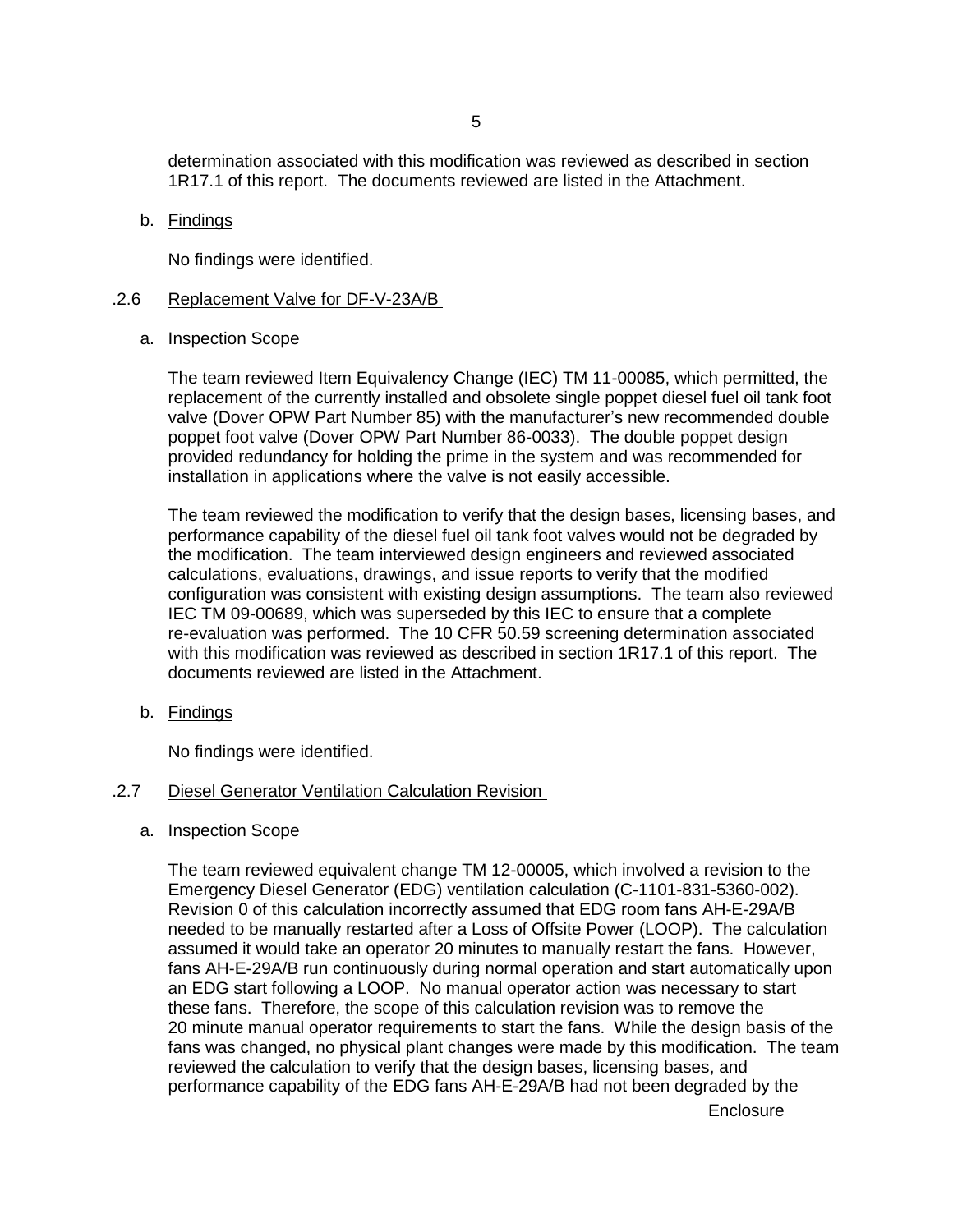determination associated with this modification was reviewed as described in section 1R17.1 of this report. The documents reviewed are listed in the Attachment.

b. Findings

No findings were identified.

.2.6 Replacement Valve for DF-V-23A/B

a. Inspection Scope

The team reviewed Item Equivalency Change (IEC) TM 11-00085, which permitted, the replacement of the currently installed and obsolete single poppet diesel fuel oil tank foot valve (Dover OPW Part Number 85) with the manufacturer's new recommended double poppet foot valve (Dover OPW Part Number 86-0033). The double poppet design provided redundancy for holding the prime in the system and was recommended for installation in applications where the valve is not easily accessible.

The team reviewed the modification to verify that the design bases, licensing bases, and performance capability of the diesel fuel oil tank foot valves would not be degraded by the modification. The team interviewed design engineers and reviewed associated calculations, evaluations, drawings, and issue reports to verify that the modified configuration was consistent with existing design assumptions. The team also reviewed IEC TM 09-00689, which was superseded by this IEC to ensure that a complete re-evaluation was performed. The 10 CFR 50.59 screening determination associated with this modification was reviewed as described in section 1R17.1 of this report. The documents reviewed are listed in the Attachment.

b. Findings

No findings were identified.

.2.7 Diesel Generator Ventilation Calculation Revision

a. Inspection Scope

The team reviewed equivalent change TM 12-00005, which involved a revision to the Emergency Diesel Generator (EDG) ventilation calculation (C-1101-831-5360-002). Revision 0 of this calculation incorrectly assumed that EDG room fans AH-E-29A/B needed to be manually restarted after a Loss of Offsite Power (LOOP). The calculation assumed it would take an operator 20 minutes to manually restart the fans. However, fans AH-E-29A/B run continuously during normal operation and start automatically upon an EDG start following a LOOP. No manual operator action was necessary to start these fans. Therefore, the scope of this calculation revision was to remove the 20 minute manual operator requirements to start the fans. While the design basis of the fans was changed, no physical plant changes were made by this modification. The team reviewed the calculation to verify that the design bases, licensing bases, and performance capability of the EDG fans AH-E-29A/B had not been degraded by the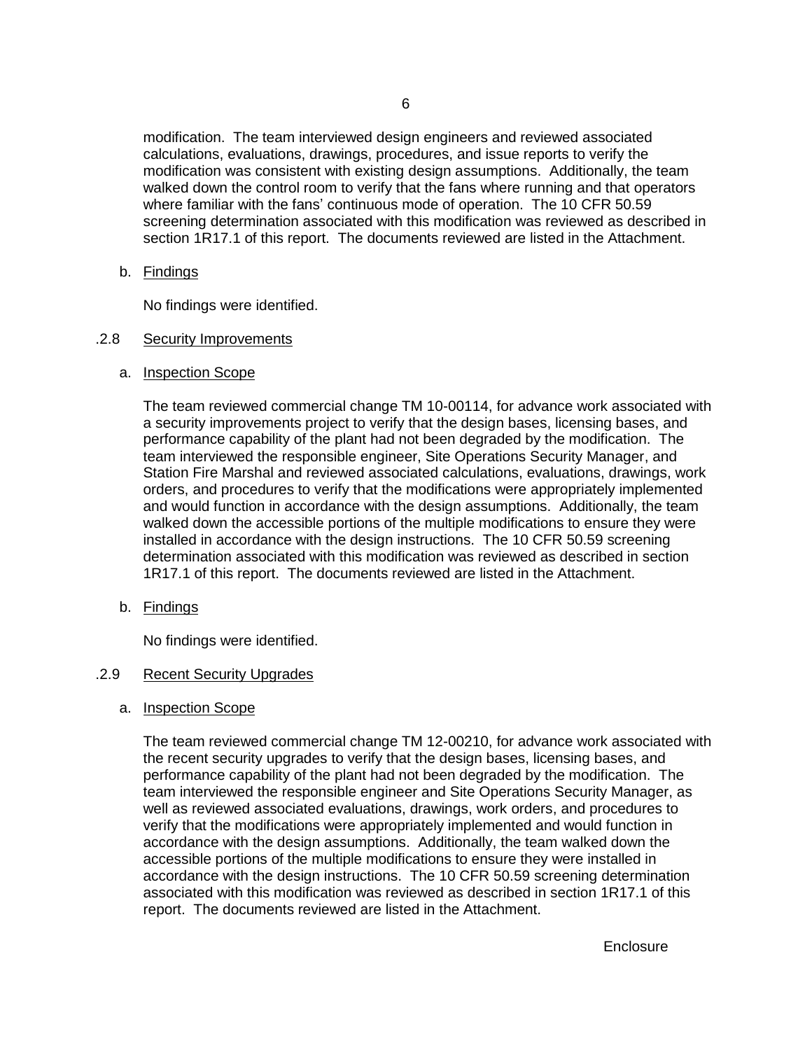modification. The team interviewed design engineers and reviewed associated calculations, evaluations, drawings, procedures, and issue reports to verify the modification was consistent with existing design assumptions. Additionally, the team walked down the control room to verify that the fans where running and that operators where familiar with the fans' continuous mode of operation. The 10 CFR 50.59 screening determination associated with this modification was reviewed as described in section 1R17.1 of this report. The documents reviewed are listed in the Attachment.

b. Findings

No findings were identified.

### .2.8 Security Improvements

a. Inspection Scope

The team reviewed commercial change TM 10-00114, for advance work associated with a security improvements project to verify that the design bases, licensing bases, and performance capability of the plant had not been degraded by the modification. The team interviewed the responsible engineer, Site Operations Security Manager, and Station Fire Marshal and reviewed associated calculations, evaluations, drawings, work orders, and procedures to verify that the modifications were appropriately implemented and would function in accordance with the design assumptions. Additionally, the team walked down the accessible portions of the multiple modifications to ensure they were installed in accordance with the design instructions. The 10 CFR 50.59 screening determination associated with this modification was reviewed as described in section 1R17.1 of this report. The documents reviewed are listed in the Attachment.

b. Findings

No findings were identified.

### .2.9 Recent Security Upgrades

a. Inspection Scope

The team reviewed commercial change TM 12-00210, for advance work associated with the recent security upgrades to verify that the design bases, licensing bases, and performance capability of the plant had not been degraded by the modification. The team interviewed the responsible engineer and Site Operations Security Manager, as well as reviewed associated evaluations, drawings, work orders, and procedures to verify that the modifications were appropriately implemented and would function in accordance with the design assumptions. Additionally, the team walked down the accessible portions of the multiple modifications to ensure they were installed in accordance with the design instructions. The 10 CFR 50.59 screening determination associated with this modification was reviewed as described in section 1R17.1 of this report. The documents reviewed are listed in the Attachment.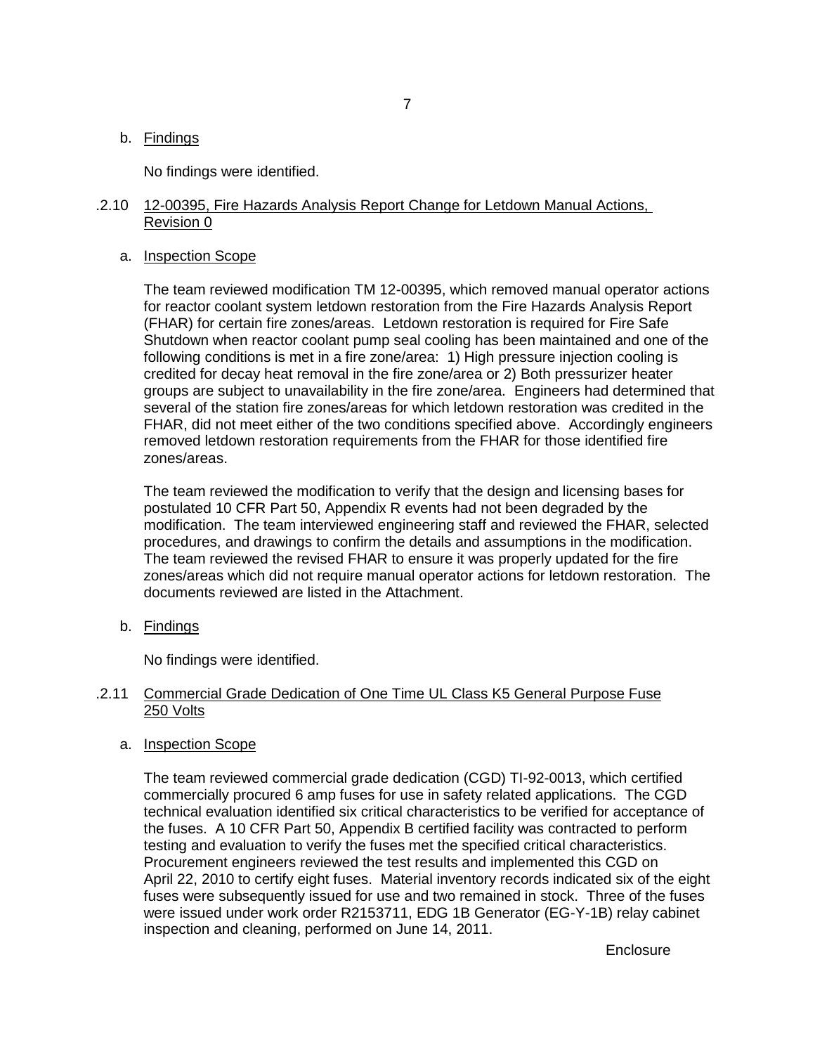b. Findings

No findings were identified.

.2.10 12-00395, Fire Hazards Analysis Report Change for Letdown Manual Actions, Revision 0

a. Inspection Scope

The team reviewed modification TM 12-00395, which removed manual operator actions for reactor coolant system letdown restoration from the Fire Hazards Analysis Report (FHAR) for certain fire zones/areas. Letdown restoration is required for Fire Safe Shutdown when reactor coolant pump seal cooling has been maintained and one of the following conditions is met in a fire zone/area: 1) High pressure injection cooling is credited for decay heat removal in the fire zone/area or 2) Both pressurizer heater groups are subject to unavailability in the fire zone/area. Engineers had determined that several of the station fire zones/areas for which letdown restoration was credited in the FHAR, did not meet either of the two conditions specified above. Accordingly engineers removed letdown restoration requirements from the FHAR for those identified fire zones/areas.

The team reviewed the modification to verify that the design and licensing bases for postulated 10 CFR Part 50, Appendix R events had not been degraded by the modification. The team interviewed engineering staff and reviewed the FHAR, selected procedures, and drawings to confirm the details and assumptions in the modification. The team reviewed the revised FHAR to ensure it was properly updated for the fire zones/areas which did not require manual operator actions for letdown restoration. The documents reviewed are listed in the Attachment.

b. Findings

No findings were identified.

.2.11 Commercial Grade Dedication of One Time UL Class K5 General Purpose Fuse 250 Volts

a. Inspection Scope

The team reviewed commercial grade dedication (CGD) TI-92-0013, which certified commercially procured 6 amp fuses for use in safety related applications. The CGD technical evaluation identified six critical characteristics to be verified for acceptance of the fuses. A 10 CFR Part 50, Appendix B certified facility was contracted to perform testing and evaluation to verify the fuses met the specified critical characteristics. Procurement engineers reviewed the test results and implemented this CGD on April 22, 2010 to certify eight fuses. Material inventory records indicated six of the eight fuses were subsequently issued for use and two remained in stock. Three of the fuses were issued under work order R2153711, EDG 1B Generator (EG-Y-1B) relay cabinet inspection and cleaning, performed on June 14, 2011.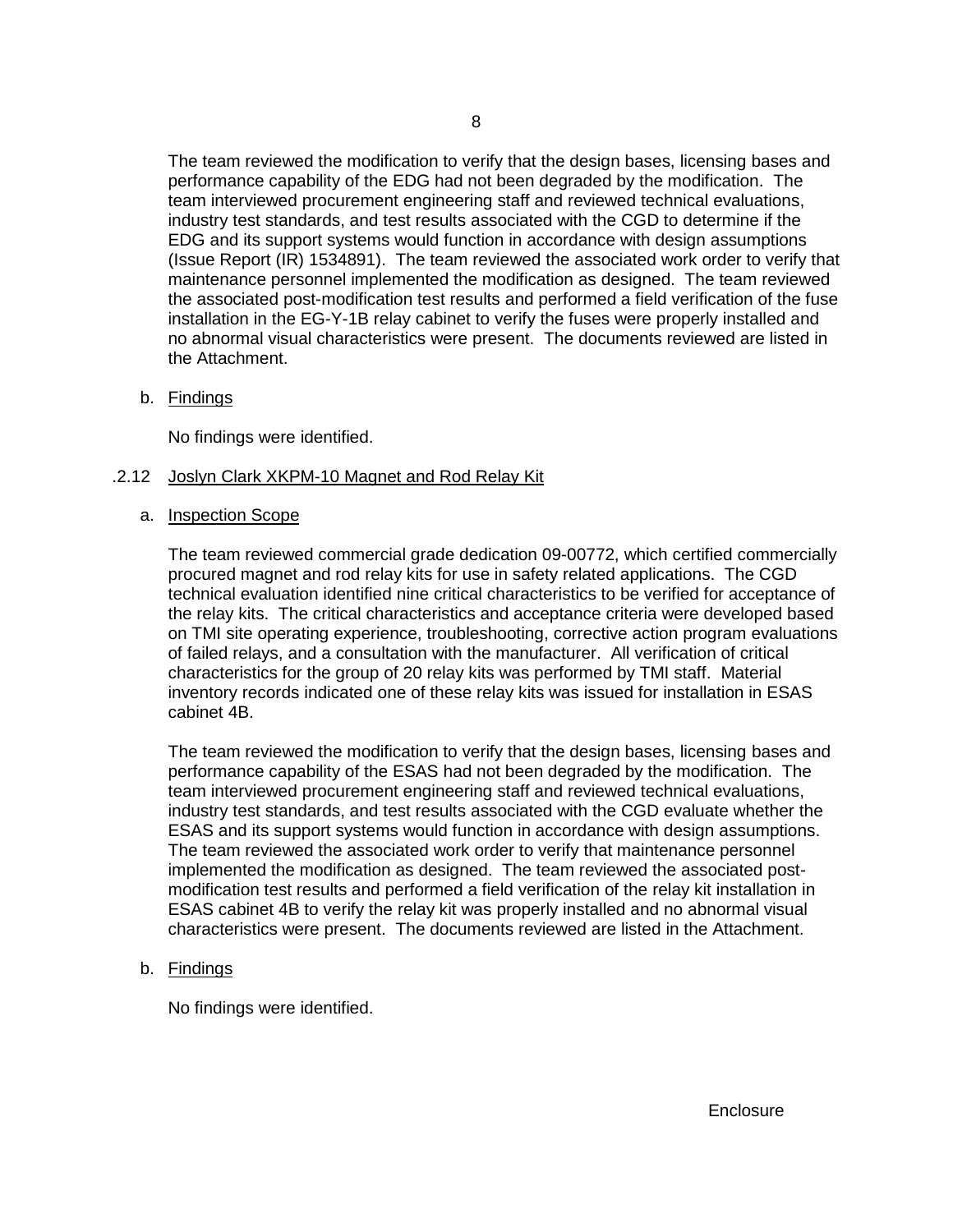The team reviewed the modification to verify that the design bases, licensing bases and performance capability of the EDG had not been degraded by the modification. The team interviewed procurement engineering staff and reviewed technical evaluations, industry test standards, and test results associated with the CGD to determine if the EDG and its support systems would function in accordance with design assumptions (Issue Report (IR) 1534891). The team reviewed the associated work order to verify that maintenance personnel implemented the modification as designed. The team reviewed the associated post-modification test results and performed a field verification of the fuse installation in the EG-Y-1B relay cabinet to verify the fuses were properly installed and no abnormal visual characteristics were present. The documents reviewed are listed in the Attachment.

b. Findings

No findings were identified.

### .2.12 Joslyn Clark XKPM-10 Magnet and Rod Relay Kit

a. Inspection Scope

The team reviewed commercial grade dedication 09-00772, which certified commercially procured magnet and rod relay kits for use in safety related applications. The CGD technical evaluation identified nine critical characteristics to be verified for acceptance of the relay kits. The critical characteristics and acceptance criteria were developed based on TMI site operating experience, troubleshooting, corrective action program evaluations of failed relays, and a consultation with the manufacturer. All verification of critical characteristics for the group of 20 relay kits was performed by TMI staff. Material inventory records indicated one of these relay kits was issued for installation in ESAS cabinet 4B.

The team reviewed the modification to verify that the design bases, licensing bases and performance capability of the ESAS had not been degraded by the modification. The team interviewed procurement engineering staff and reviewed technical evaluations, industry test standards, and test results associated with the CGD evaluate whether the ESAS and its support systems would function in accordance with design assumptions. The team reviewed the associated work order to verify that maintenance personnel implemented the modification as designed. The team reviewed the associated post-modification test results and performed a field verification of the relay kit installation in ESAS cabinet 4B to verify the relay kit was properly installed and no abnormal visual characteristics were present. The documents reviewed are listed in the Attachment.

b. Findings

No findings were identified.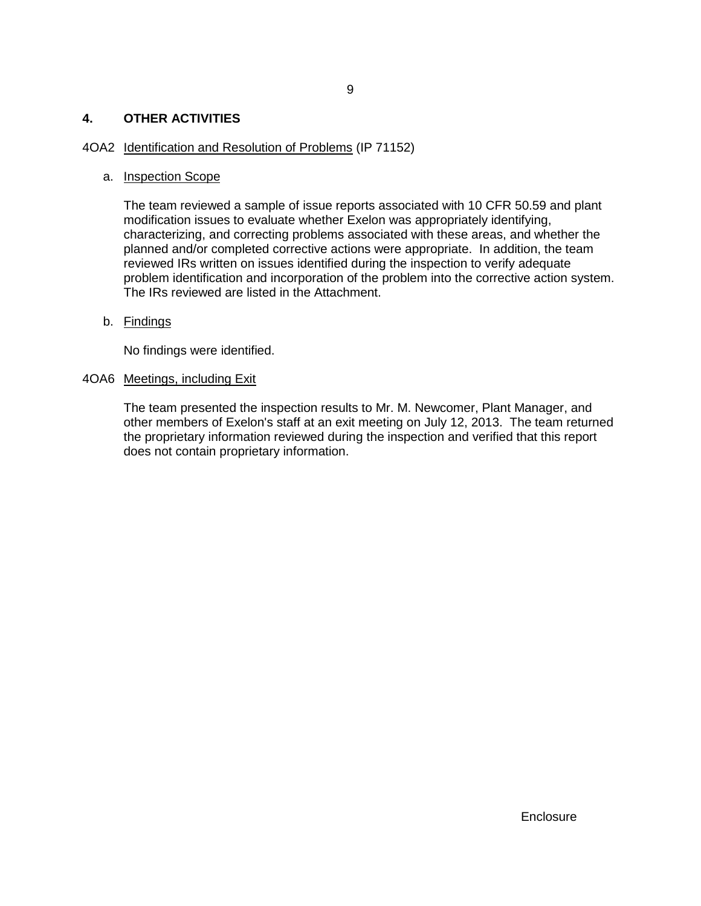## 4. OTHER ACTIVITIES

### 4OA2 Identification and Resolution of Problems (IP 71152)

a. Inspection Scope

The team reviewed a sample of issue reports associated with 10 CFR 50.59 and plant modification issues to evaluate whether Exelon was appropriately identifying, characterizing, and correcting problems associated with these areas, and whether the planned and/or completed corrective actions were appropriate. In addition, the team reviewed IRs written on issues identified during the inspection to verify adequate problem identification and incorporation of the problem into the corrective action system. The IRs reviewed are listed in the Attachment.

b. Findings

No findings were identified.

### 4OA6 Meetings, including Exit

The team presented the inspection results to Mr. M. Newcomer, Plant Manager, and other members of Exelon's staff at an exit meeting on July 12, 2013. The team returned the proprietary information reviewed during the inspection and verified that this report does not contain proprietary information.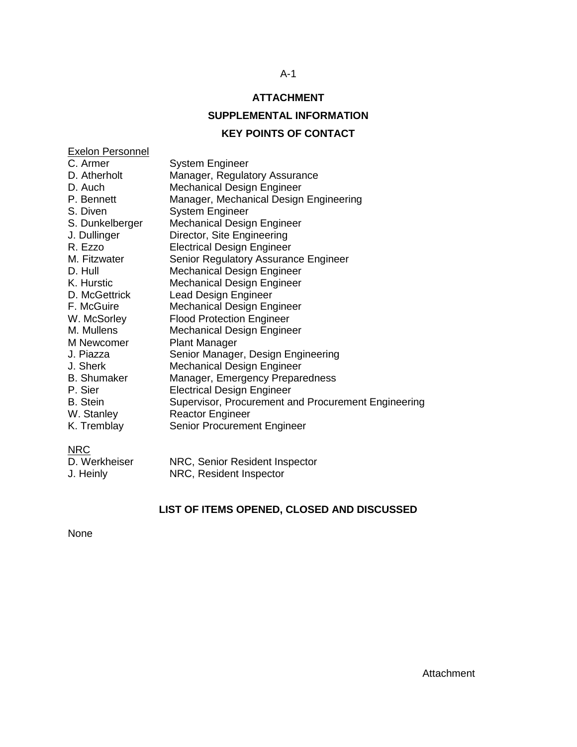## ATTACHMENT

## SUPPLEMENTAL INFORMATION

## KEY POINTS OF CONTACT

Exelon Personnel

| | |
|---|---|
| C. Armer | System Engineer |
| D. Atherholt | Manager, Regulatory Assurance |
| D. Auch | Mechanical Design Engineer |
| P. Bennett | Manager, Mechanical Design Engineering |
| S. Diven | System Engineer |
| S. Dunkelberger | Mechanical Design Engineer |
| J. Dullinger | Director, Site Engineering |
| R. Ezzo | Electrical Design Engineer |
| M. Fitzwater | Senior Regulatory Assurance Engineer |
| D. Hull | Mechanical Design Engineer |
| K. Hurstic | Mechanical Design Engineer |
| D. McGettrick | Lead Design Engineer |
| F. McGuire | Mechanical Design Engineer |
| W. McSorley | Flood Protection Engineer |
| M. Mullens | Mechanical Design Engineer |
| M Newcomer | Plant Manager |
| J. Piazza | Senior Manager, Design Engineering |
| J. Sherk | Mechanical Design Engineer |
| B. Shumaker | Manager, Emergency Preparedness |
| P. Sier | Electrical Design Engineer |
| B. Stein | Supervisor, Procurement and Procurement Engineering |
| W. Stanley | Reactor Engineer |
| K. Tremblay | Senior Procurement Engineer |

NRC

| | |
|---|---|
| D. Werkheiser | NRC, Senior Resident Inspector |
| J. Heinly | NRC, Resident Inspector |

## LIST OF ITEMS OPENED, CLOSED AND DISCUSSED

None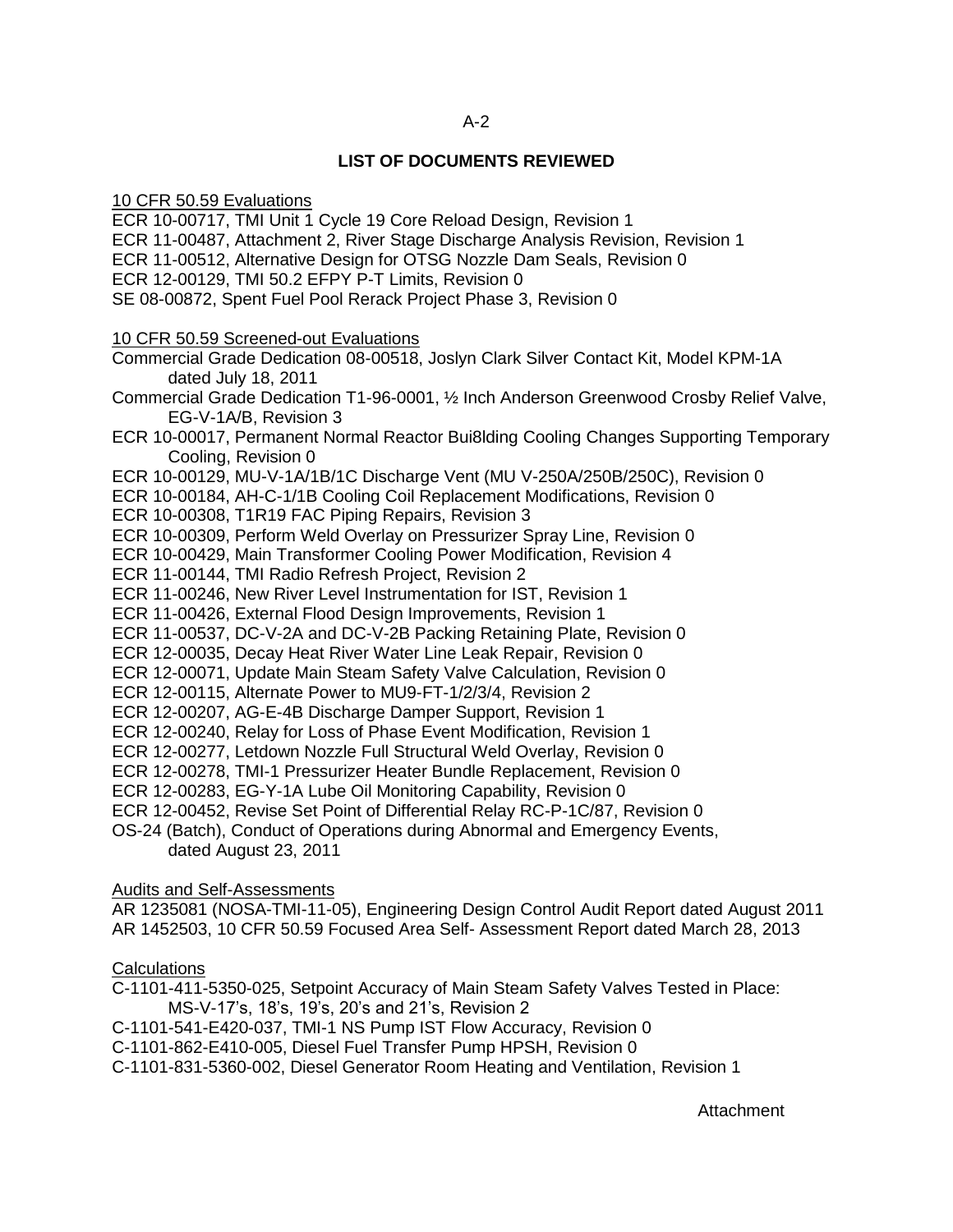## LIST OF DOCUMENTS REVIEWED

10 CFR 50.59 Evaluations

ECR 10-00717, TMI Unit 1 Cycle 19 Core Reload Design, Revision 1
ECR 11-00487, Attachment 2, River Stage Discharge Analysis Revision, Revision 1
ECR 11-00512, Alternative Design for OTSG Nozzle Dam Seals, Revision 0
ECR 12-00129, TMI 50.2 EFPY P-T Limits, Revision 0
SE 08-00872, Spent Fuel Pool Rerack Project Phase 3, Revision 0

10 CFR 50.59 Screened-out Evaluations

Commercial Grade Dedication 08-00518, Joslyn Clark Silver Contact Kit, Model KPM-1A dated July 18, 2011
Commercial Grade Dedication T1-96-0001, ½ Inch Anderson Greenwood Crosby Relief Valve, EG-V-1A/B, Revision 3
ECR 10-00017, Permanent Normal Reactor Bui8lding Cooling Changes Supporting Temporary Cooling, Revision 0
ECR 10-00129, MU-V-1A/1B/1C Discharge Vent (MU V-250A/250B/250C), Revision 0
ECR 10-00184, AH-C-1/1B Cooling Coil Replacement Modifications, Revision 0
ECR 10-00308, T1R19 FAC Piping Repairs, Revision 3
ECR 10-00309, Perform Weld Overlay on Pressurizer Spray Line, Revision 0
ECR 10-00429, Main Transformer Cooling Power Modification, Revision 4
ECR 11-00144, TMI Radio Refresh Project, Revision 2
ECR 11-00246, New River Level Instrumentation for IST, Revision 1
ECR 11-00426, External Flood Design Improvements, Revision 1
ECR 11-00537, DC-V-2A and DC-V-2B Packing Retaining Plate, Revision 0
ECR 12-00035, Decay Heat River Water Line Leak Repair, Revision 0
ECR 12-00071, Update Main Steam Safety Valve Calculation, Revision 0
ECR 12-00115, Alternate Power to MU9-FT-1/2/3/4, Revision 2
ECR 12-00207, AG-E-4B Discharge Damper Support, Revision 1
ECR 12-00240, Relay for Loss of Phase Event Modification, Revision 1
ECR 12-00277, Letdown Nozzle Full Structural Weld Overlay, Revision 0
ECR 12-00278, TMI-1 Pressurizer Heater Bundle Replacement, Revision 0
ECR 12-00283, EG-Y-1A Lube Oil Monitoring Capability, Revision 0
ECR 12-00452, Revise Set Point of Differential Relay RC-P-1C/87, Revision 0
OS-24 (Batch), Conduct of Operations during Abnormal and Emergency Events, dated August 23, 2011

Audits and Self-Assessments

AR 1235081 (NOSA-TMI-11-05), Engineering Design Control Audit Report dated August 2011
AR 1452503, 10 CFR 50.59 Focused Area Self- Assessment Report dated March 28, 2013

Calculations

C-1101-411-5350-025, Setpoint Accuracy of Main Steam Safety Valves Tested in Place: MS-V-17's, 18's, 19's, 20's and 21's, Revision 2
C-1101-541-E420-037, TMI-1 NS Pump IST Flow Accuracy, Revision 0
C-1101-862-E410-005, Diesel Fuel Transfer Pump HPSH, Revision 0
C-1101-831-5360-002, Diesel Generator Room Heating and Ventilation, Revision 1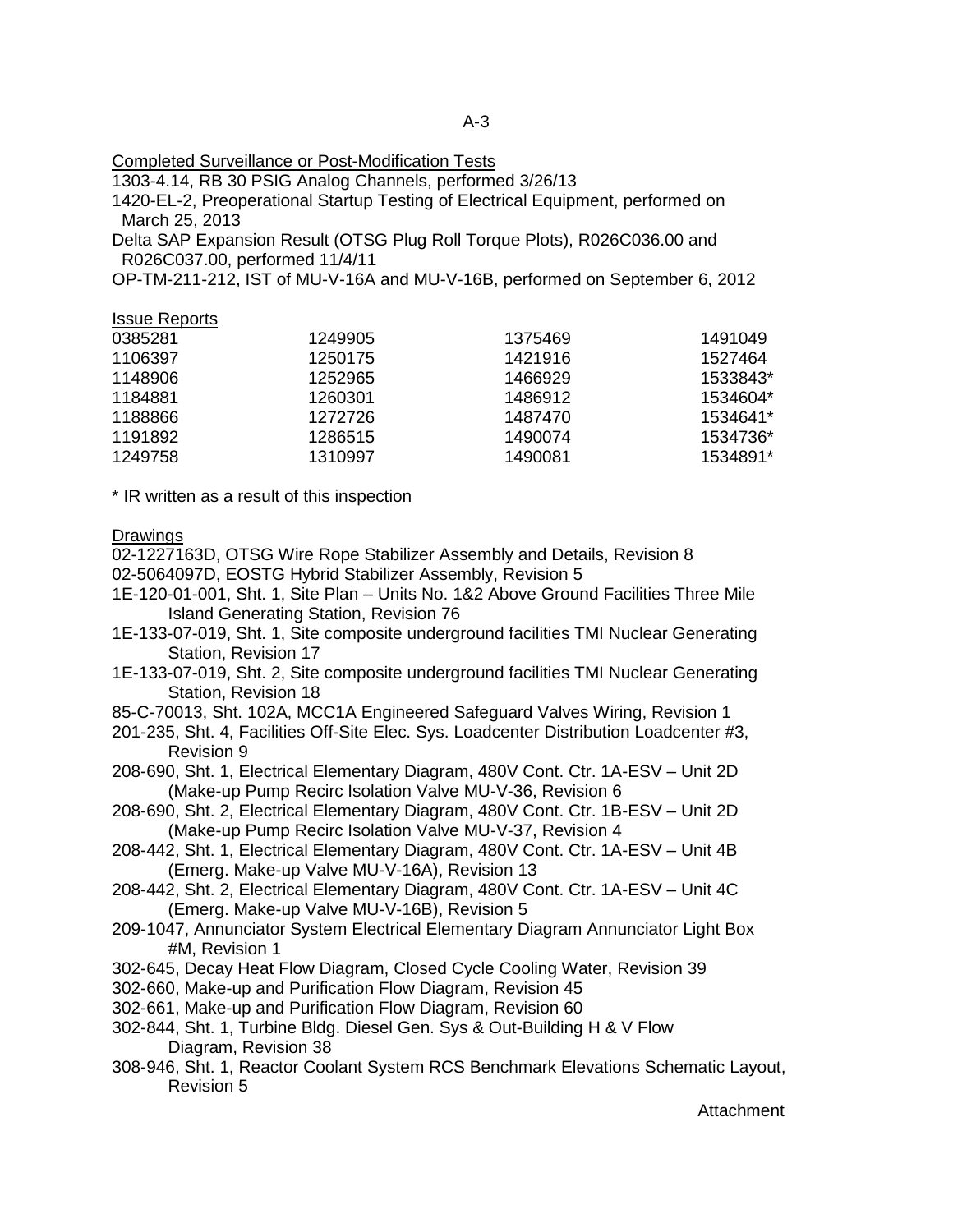Completed Surveillance or Post-Modification Tests

1303-4.14, RB 30 PSIG Analog Channels, performed 3/26/13

1420-EL-2, Preoperational Startup Testing of Electrical Equipment, performed on March 25, 2013

Delta SAP Expansion Result (OTSG Plug Roll Torque Plots), R026C036.00 and R026C037.00, performed 11/4/11

OP-TM-211-212, IST of MU-V-16A and MU-V-16B, performed on September 6, 2012

Issue Reports

| | | | |
|---|---|---|---|
| 0385281 | 1249905 | 1375469 | 1491049 |
| 1106397 | 1250175 | 1421916 | 1527464 |
| 1148906 | 1252965 | 1466929 | 1533843* |
| 1184881 | 1260301 | 1486912 | 1534604* |
| 1188866 | 1272726 | 1487470 | 1534641* |
| 1191892 | 1286515 | 1490074 | 1534736* |
| 1249758 | 1310997 | 1490081 | 1534891* |

* IR written as a result of this inspection

Drawings

02-1227163D, OTSG Wire Rope Stabilizer Assembly and Details, Revision 8

02-5064097D, EOSTG Hybrid Stabilizer Assembly, Revision 5

1E-120-01-001, Sht. 1, Site Plan – Units No. 1&2 Above Ground Facilities Three Mile Island Generating Station, Revision 76

1E-133-07-019, Sht. 1, Site composite underground facilities TMI Nuclear Generating Station, Revision 17

1E-133-07-019, Sht. 2, Site composite underground facilities TMI Nuclear Generating Station, Revision 18

85-C-70013, Sht. 102A, MCC1A Engineered Safeguard Valves Wiring, Revision 1

201-235, Sht. 4, Facilities Off-Site Elec. Sys. Loadcenter Distribution Loadcenter #3, Revision 9

208-690, Sht. 1, Electrical Elementary Diagram, 480V Cont. Ctr. 1A-ESV – Unit 2D (Make-up Pump Recirc Isolation Valve MU-V-36, Revision 6

208-690, Sht. 2, Electrical Elementary Diagram, 480V Cont. Ctr. 1B-ESV – Unit 2D (Make-up Pump Recirc Isolation Valve MU-V-37, Revision 4

208-442, Sht. 1, Electrical Elementary Diagram, 480V Cont. Ctr. 1A-ESV – Unit 4B (Emerg. Make-up Valve MU-V-16A), Revision 13

208-442, Sht. 2, Electrical Elementary Diagram, 480V Cont. Ctr. 1A-ESV – Unit 4C (Emerg. Make-up Valve MU-V-16B), Revision 5

209-1047, Annunciator System Electrical Elementary Diagram Annunciator Light Box #M, Revision 1

302-645, Decay Heat Flow Diagram, Closed Cycle Cooling Water, Revision 39

302-660, Make-up and Purification Flow Diagram, Revision 45

302-661, Make-up and Purification Flow Diagram, Revision 60

302-844, Sht. 1, Turbine Bldg. Diesel Gen. Sys & Out-Building H & V Flow Diagram, Revision 38

308-946, Sht. 1, Reactor Coolant System RCS Benchmark Elevations Schematic Layout, Revision 5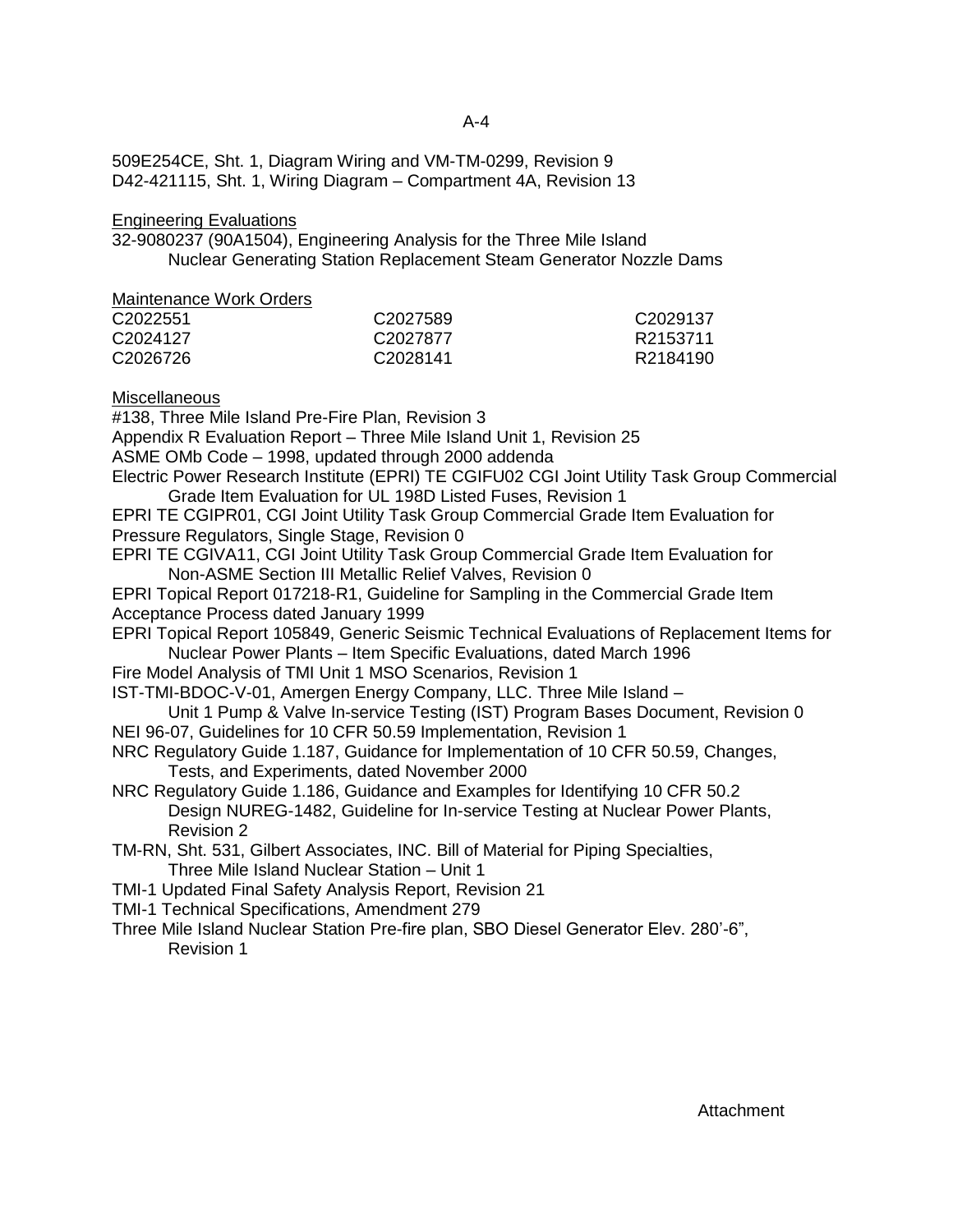509E254CE, Sht. 1, Diagram Wiring and VM-TM-0299, Revision 9
D42-421115, Sht. 1, Wiring Diagram – Compartment 4A, Revision 13

Engineering Evaluations

32-9080237 (90A1504), Engineering Analysis for the Three Mile Island Nuclear Generating Station Replacement Steam Generator Nozzle Dams

Maintenance Work Orders

| | | |
|---|---|---|
| C2022551 | C2027589 | C2029137 |
| C2024127 | C2027877 | R2153711 |
| C2026726 | C2028141 | R2184190 |

Miscellaneous

#138, Three Mile Island Pre-Fire Plan, Revision 3
Appendix R Evaluation Report – Three Mile Island Unit 1, Revision 25
ASME OMb Code – 1998, updated through 2000 addenda
Electric Power Research Institute (EPRI) TE CGIFU02 CGI Joint Utility Task Group Commercial Grade Item Evaluation for UL 198D Listed Fuses, Revision 1
EPRI TE CGIPR01, CGI Joint Utility Task Group Commercial Grade Item Evaluation for Pressure Regulators, Single Stage, Revision 0
EPRI TE CGIVA11, CGI Joint Utility Task Group Commercial Grade Item Evaluation for Non-ASME Section III Metallic Relief Valves, Revision 0
EPRI Topical Report 017218-R1, Guideline for Sampling in the Commercial Grade Item Acceptance Process dated January 1999
EPRI Topical Report 105849, Generic Seismic Technical Evaluations of Replacement Items for Nuclear Power Plants – Item Specific Evaluations, dated March 1996
Fire Model Analysis of TMI Unit 1 MSO Scenarios, Revision 1
IST-TMI-BDOC-V-01, Amergen Energy Company, LLC. Three Mile Island – Unit 1 Pump & Valve In-service Testing (IST) Program Bases Document, Revision 0
NEI 96-07, Guidelines for 10 CFR 50.59 Implementation, Revision 1
NRC Regulatory Guide 1.187, Guidance for Implementation of 10 CFR 50.59, Changes, Tests, and Experiments, dated November 2000
NRC Regulatory Guide 1.186, Guidance and Examples for Identifying 10 CFR 50.2 Design NUREG-1482, Guideline for In-service Testing at Nuclear Power Plants, Revision 2
TM-RN, Sht. 531, Gilbert Associates, INC. Bill of Material for Piping Specialties, Three Mile Island Nuclear Station – Unit 1
TMI-1 Updated Final Safety Analysis Report, Revision 21
TMI-1 Technical Specifications, Amendment 279
Three Mile Island Nuclear Station Pre-fire plan, SBO Diesel Generator Elev. 280'-6", Revision 1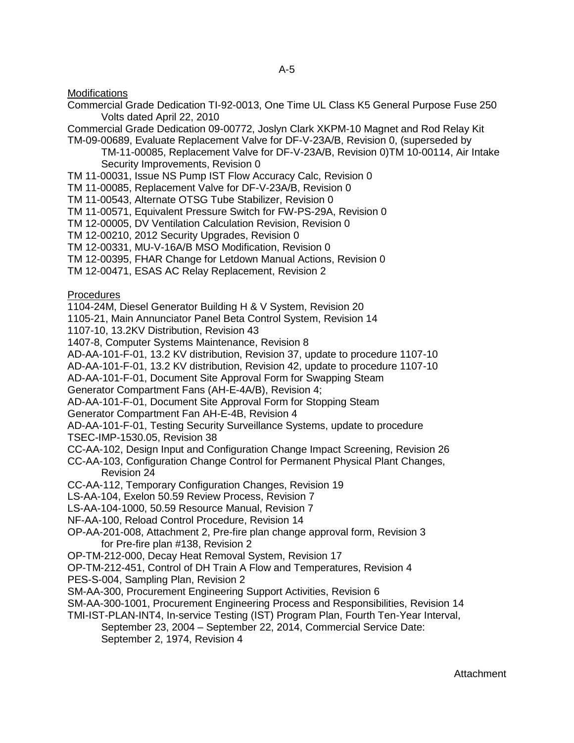Modifications

Commercial Grade Dedication TI-92-0013, One Time UL Class K5 General Purpose Fuse 250 Volts dated April 22, 2010

Commercial Grade Dedication 09-00772, Joslyn Clark XKPM-10 Magnet and Rod Relay Kit

TM-09-00689, Evaluate Replacement Valve for DF-V-23A/B, Revision 0, (superseded by TM-11-00085, Replacement Valve for DF-V-23A/B, Revision 0)TM 10-00114, Air Intake Security Improvements, Revision 0

TM 11-00031, Issue NS Pump IST Flow Accuracy Calc, Revision 0

TM 11-00085, Replacement Valve for DF-V-23A/B, Revision 0

TM 11-00543, Alternate OTSG Tube Stabilizer, Revision 0

TM 11-00571, Equivalent Pressure Switch for FW-PS-29A, Revision 0

TM 12-00005, DV Ventilation Calculation Revision, Revision 0

TM 12-00210, 2012 Security Upgrades, Revision 0

TM 12-00331, MU-V-16A/B MSO Modification, Revision 0

TM 12-00395, FHAR Change for Letdown Manual Actions, Revision 0

TM 12-00471, ESAS AC Relay Replacement, Revision 2

Procedures

1104-24M, Diesel Generator Building H & V System, Revision 20

1105-21, Main Annunciator Panel Beta Control System, Revision 14

1107-10, 13.2KV Distribution, Revision 43

1407-8, Computer Systems Maintenance, Revision 8

AD-AA-101-F-01, 13.2 KV distribution, Revision 37, update to procedure 1107-10

AD-AA-101-F-01, 13.2 KV distribution, Revision 42, update to procedure 1107-10

AD-AA-101-F-01, Document Site Approval Form for Swapping Steam Generator Compartment Fans (AH-E-4A/B), Revision 4;

AD-AA-101-F-01, Document Site Approval Form for Stopping Steam Generator Compartment Fan AH-E-4B, Revision 4

AD-AA-101-F-01, Testing Security Surveillance Systems, update to procedure TSEC-IMP-1530.05, Revision 38

CC-AA-102, Design Input and Configuration Change Impact Screening, Revision 26

CC-AA-103, Configuration Change Control for Permanent Physical Plant Changes, Revision 24

CC-AA-112, Temporary Configuration Changes, Revision 19

LS-AA-104, Exelon 50.59 Review Process, Revision 7

LS-AA-104-1000, 50.59 Resource Manual, Revision 7

NF-AA-100, Reload Control Procedure, Revision 14

OP-AA-201-008, Attachment 2, Pre-fire plan change approval form, Revision 3 for Pre-fire plan #138, Revision 2

OP-TM-212-000, Decay Heat Removal System, Revision 17

OP-TM-212-451, Control of DH Train A Flow and Temperatures, Revision 4

PES-S-004, Sampling Plan, Revision 2

SM-AA-300, Procurement Engineering Support Activities, Revision 6

SM-AA-300-1001, Procurement Engineering Process and Responsibilities, Revision 14

TMI-IST-PLAN-INT4, In-service Testing (IST) Program Plan, Fourth Ten-Year Interval, September 23, 2004 – September 22, 2014, Commercial Service Date: September 2, 1974, Revision 4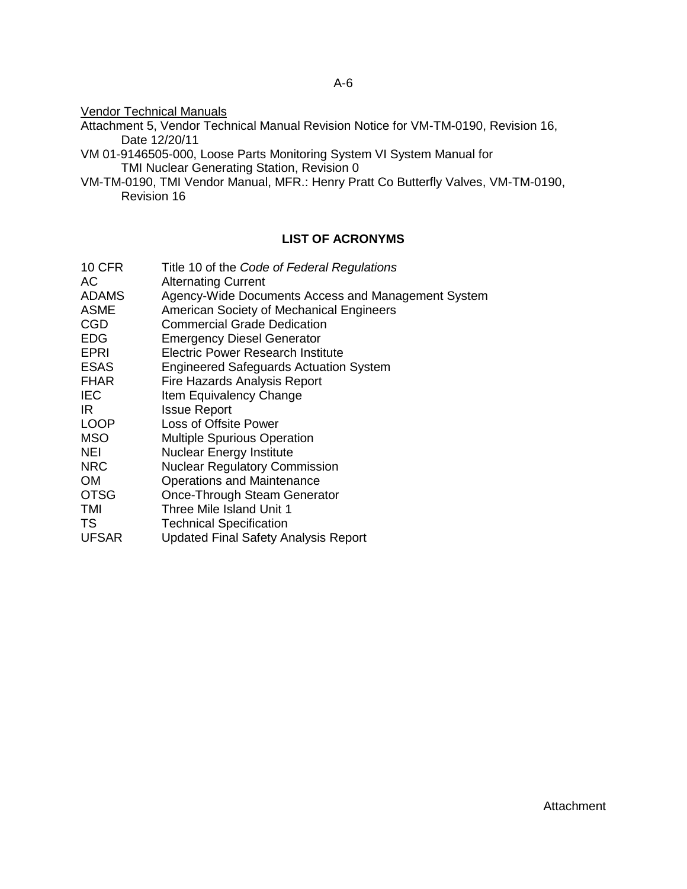<u>Vendor Technical Manuals</u>

Attachment 5, Vendor Technical Manual Revision Notice for VM-TM-0190, Revision 16, Date 12/20/11

VM 01-9146505-000, Loose Parts Monitoring System VI System Manual for TMI Nuclear Generating Station, Revision 0

VM-TM-0190, TMI Vendor Manual, MFR.: Henry Pratt Co Butterfly Valves, VM-TM-0190, Revision 16

## LIST OF ACRONYMS

| | |
|---|---|
| 10 CFR | Title 10 of the *Code of Federal Regulations* |
| AC | Alternating Current |
| ADAMS | Agency-Wide Documents Access and Management System |
| ASME | American Society of Mechanical Engineers |
| CGD | Commercial Grade Dedication |
| EDG | Emergency Diesel Generator |
| EPRI | Electric Power Research Institute |
| ESAS | Engineered Safeguards Actuation System |
| FHAR | Fire Hazards Analysis Report |
| IEC | Item Equivalency Change |
| IR | Issue Report |
| LOOP | Loss of Offsite Power |
| MSO | Multiple Spurious Operation |
| NEI | Nuclear Energy Institute |
| NRC | Nuclear Regulatory Commission |
| OM | Operations and Maintenance |
| OTSG | Once-Through Steam Generator |
| TMI | Three Mile Island Unit 1 |
| TS | Technical Specification |
| UFSAR | Updated Final Safety Analysis Report |